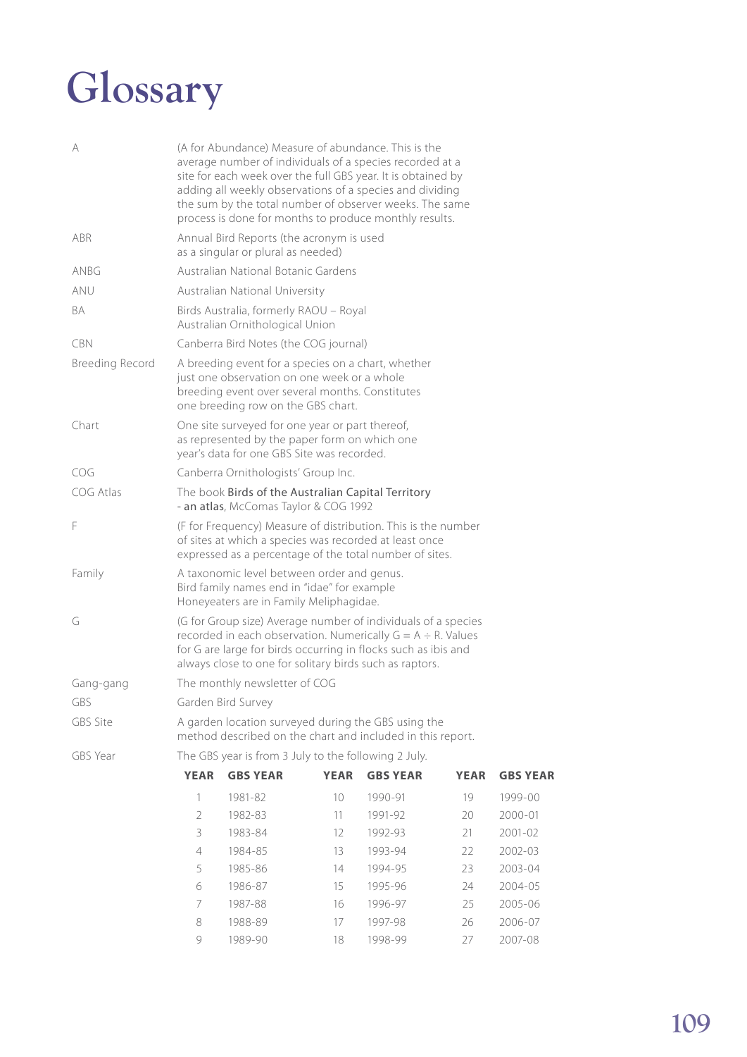# Glossary

| | |
|---|---|
| A | (A for Abundance) Measure of abundance. This is the average number of individuals of a species recorded at a site for each week over the full GBS year. It is obtained by adding all weekly observations of a species and dividing the sum by the total number of observer weeks. The same process is done for months to produce monthly results. |
| ABR | Annual Bird Reports (the acronym is used as a singular or plural as needed) |
| ANBG | Australian National Botanic Gardens |
| ANU | Australian National University |
| BA | Birds Australia, formerly RAOU – Royal Australian Ornithological Union |
| CBN | Canberra Bird Notes (the COG journal) |
| Breeding Record | A breeding event for a species on a chart, whether just one observation on one week or a whole breeding event over several months. Constitutes one breeding row on the GBS chart. |
| Chart | One site surveyed for one year or part thereof, as represented by the paper form on which one year's data for one GBS Site was recorded. |
| COG | Canberra Ornithologists' Group Inc. |
| COG Atlas | The book **Birds of the Australian Capital Territory - an atlas**, McComas Taylor & COG 1992 |
| F | (F for Frequency) Measure of distribution. This is the number of sites at which a species was recorded at least once expressed as a percentage of the total number of sites. |
| Family | A taxonomic level between order and genus. Bird family names end in "idae" for example Honeyeaters are in Family Meliphagidae. |
| G | (G for Group size) Average number of individuals of a species recorded in each observation. Numerically $G = A \div R$. Values for G are large for birds occurring in flocks such as ibis and always close to one for solitary birds such as raptors. |
| Gang-gang | The monthly newsletter of COG |
| GBS | Garden Bird Survey |
| GBS Site | A garden location surveyed during the GBS using the method described on the chart and included in this report. |
| GBS Year | The GBS year is from 3 July to the following 2 July. |

| YEAR | GBS YEAR | YEAR | GBS YEAR | YEAR | GBS YEAR |
|---|---|---|---|---|---|
| 1 | 1981-82 | 10 | 1990-91 | 19 | 1999-00 |
| 2 | 1982-83 | 11 | 1991-92 | 20 | 2000-01 |
| 3 | 1983-84 | 12 | 1992-93 | 21 | 2001-02 |
| 4 | 1984-85 | 13 | 1993-94 | 22 | 2002-03 |
| 5 | 1985-86 | 14 | 1994-95 | 23 | 2003-04 |
| 6 | 1986-87 | 15 | 1995-96 | 24 | 2004-05 |
| 7 | 1987-88 | 16 | 1996-97 | 25 | 2005-06 |
| 8 | 1988-89 | 17 | 1997-98 | 26 | 2006-07 |
| 9 | 1989-90 | 18 | 1998-99 | 27 | 2007-08 |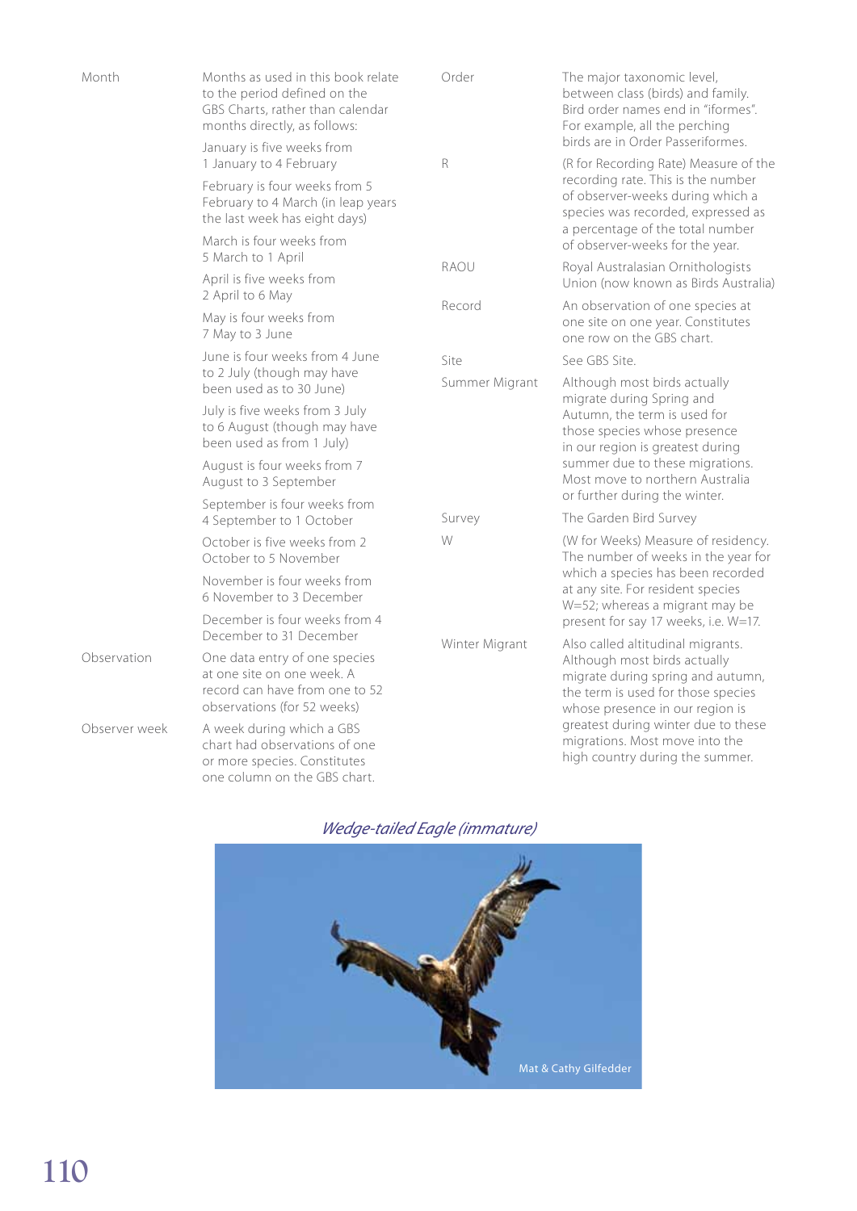| | |
|---|---|
| Month | Months as used in this book relate to the period defined on the GBS Charts, rather than calendar months directly, as follows: |
| | January is five weeks from 1 January to 4 February |
| | February is four weeks from 5 February to 4 March (in leap years the last week has eight days) |
| | March is four weeks from 5 March to 1 April |
| | April is five weeks from 2 April to 6 May |
| | May is four weeks from 7 May to 3 June |
| | June is four weeks from 4 June to 2 July (though may have been used as to 30 June) |
| | July is five weeks from 3 July to 6 August (though may have been used as from 1 July) |
| | August is four weeks from 7 August to 3 September |
| | September is four weeks from 4 September to 1 October |
| | October is five weeks from 2 October to 5 November |
| | November is four weeks from 6 November to 3 December |
| | December is four weeks from 4 December to 31 December |
| Observation | One data entry of one species at one site on one week. A record can have from one to 52 observations (for 52 weeks) |
| Observer week | A week during which a GBS chart had observations of one or more species. Constitutes one column on the GBS chart. |
| Order | The major taxonomic level, between class (birds) and family. Bird order names end in "iformes". For example, all the perching birds are in Order Passeriformes. |
| R | (R for Recording Rate) Measure of the recording rate. This is the number of observer-weeks during which a species was recorded, expressed as a percentage of the total number of observer-weeks for the year. |
| RAOU | Royal Australasian Ornithologists Union (now known as Birds Australia) |
| Record | An observation of one species at one site on one year. Constitutes one row on the GBS chart. |
| Site | See GBS Site. |
| Summer Migrant | Although most birds actually migrate during Spring and Autumn, the term is used for those species whose presence in our region is greatest during summer due to these migrations. Most move to northern Australia or further during the winter. |
| Survey | The Garden Bird Survey |
| W | (W for Weeks) Measure of residency. The number of weeks in the year for which a species has been recorded at any site. For resident species W=52; whereas a migrant may be present for say 17 weeks, i.e. W=17. |
| Winter Migrant | Also called altitudinal migrants. Although most birds actually migrate during spring and autumn, the term is used for those species whose presence in our region is greatest during winter due to these migrations. Most move into the high country during the summer. |

*Wedge-tailed Eagle (immature)*

Mat & Cathy Gilfedder